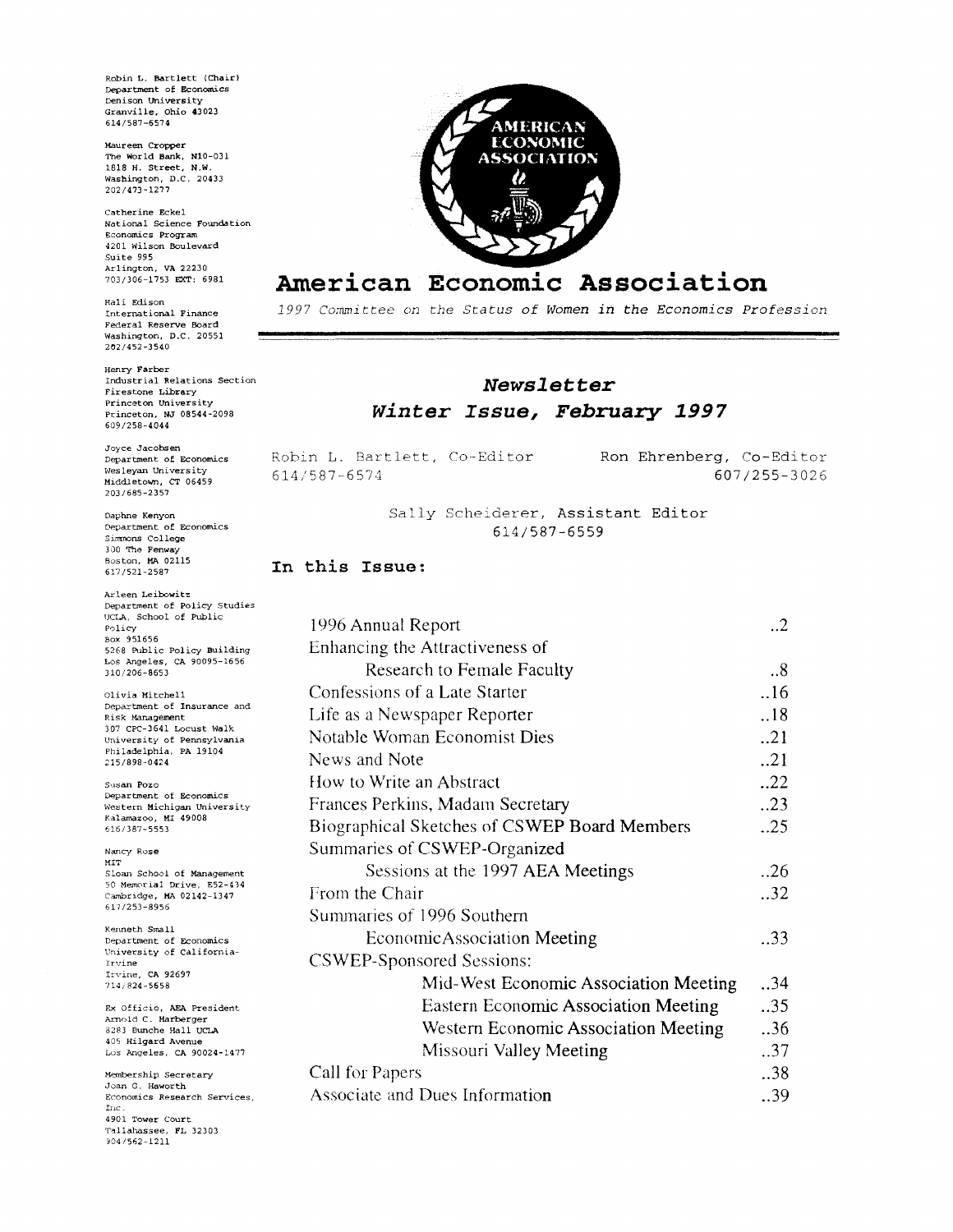Robin L. Bartlett (Chair)
Department of Economics
Denison University
Granville, Ohio 43023
614/587-6574

Maureen Cropper
The World Bank, N10-031
1818 H. Street, N.W.
Washington, D.C. 20433
202/473-1277

Catherine Eckel
National Science Foundation
Economics Program
4201 Wilson Boulevard
Suite 995
Arlington, VA 22230
703/306-1753 EXT: 6981

Hali Edison
International Finance
Federal Reserve Board
Washington, D.C. 20551
202/452-3540

Henry Farber
Industrial Relations Section
Firestone Library
Princeton University
Princeton, NJ 08544-2098
609/258-4044

Joyce Jacobsen
Department of Economics
Wesleyan University
Middletown, CT 06459
203/685-2357

Daphne Kenyon
Department of Economics
Simmons College
300 The Fenway
Boston, MA 02115
617/521-2587

Arleen Leibowitz
Department of Policy Studies
UCLA, School of Public Policy
Box 951656
5268 Public Policy Building
Los Angeles, CA 90095-1656
310/206-8653

Olivia Mitchell
Department of Insurance and Risk Management
307 CPC-3641 Locust Walk
University of Pennsylvania
Philadelphia, PA 19104
215/898-0424

Susan Pozo
Department of Economics
Western Michigan University
Kalamazoo, MI 49008
616/387-5553

Nancy Rose
MIT
Sloan School of Management
50 Memorial Drive, E52-434
Cambridge, MA 02142-1347
617/253-8956

Kenneth Small
Department of Economics
University of California-Irvine
Irvine, CA 92697
714/824-5658

Ex Officio, AEA President
Arnold C. Harberger
8283 Bunche Hall UCLA
405 Hilgard Avenue
Los Angeles, CA 90024-1477

Membership Secretary
Joan G. Haworth
Economics Research Services, Inc.
4901 Tower Court
Tallahassee, FL 32303
904/562-1211

# American Economic Association

*1997 Committee on the Status of Women in the Economics Profession*

## *Newsletter*
## *Winter Issue, February 1997*

Robin L. Bartlett, Co-Editor
614/587-6574

Ron Ehrenberg, Co-Editor
607/255-3026

Sally Scheiderer, Assistant Editor
614/587-6559

### In this Issue:

| | |
|---|---|
| 1996 Annual Report | ..2 |
| Enhancing the Attractiveness of Research to Female Faculty | ..8 |
| Confessions of a Late Starter | ..16 |
| Life as a Newspaper Reporter | ..18 |
| Notable Woman Economist Dies | ..21 |
| News and Note | ..21 |
| How to Write an Abstract | ..22 |
| Frances Perkins, Madam Secretary | ..23 |
| Biographical Sketches of CSWEP Board Members | ..25 |
| Summaries of CSWEP-Organized Sessions at the 1997 AEA Meetings | ..26 |
| From the Chair | ..32 |
| Summaries of 1996 Southern EconomicAssociation Meeting | ..33 |
| CSWEP-Sponsored Sessions: | |
| Mid-West Economic Association Meeting | ..34 |
| Eastern Economic Association Meeting | ..35 |
| Western Economic Association Meeting | ..36 |
| Missouri Valley Meeting | ..37 |
| Call for Papers | ..38 |
| Associate and Dues Information | ..39 |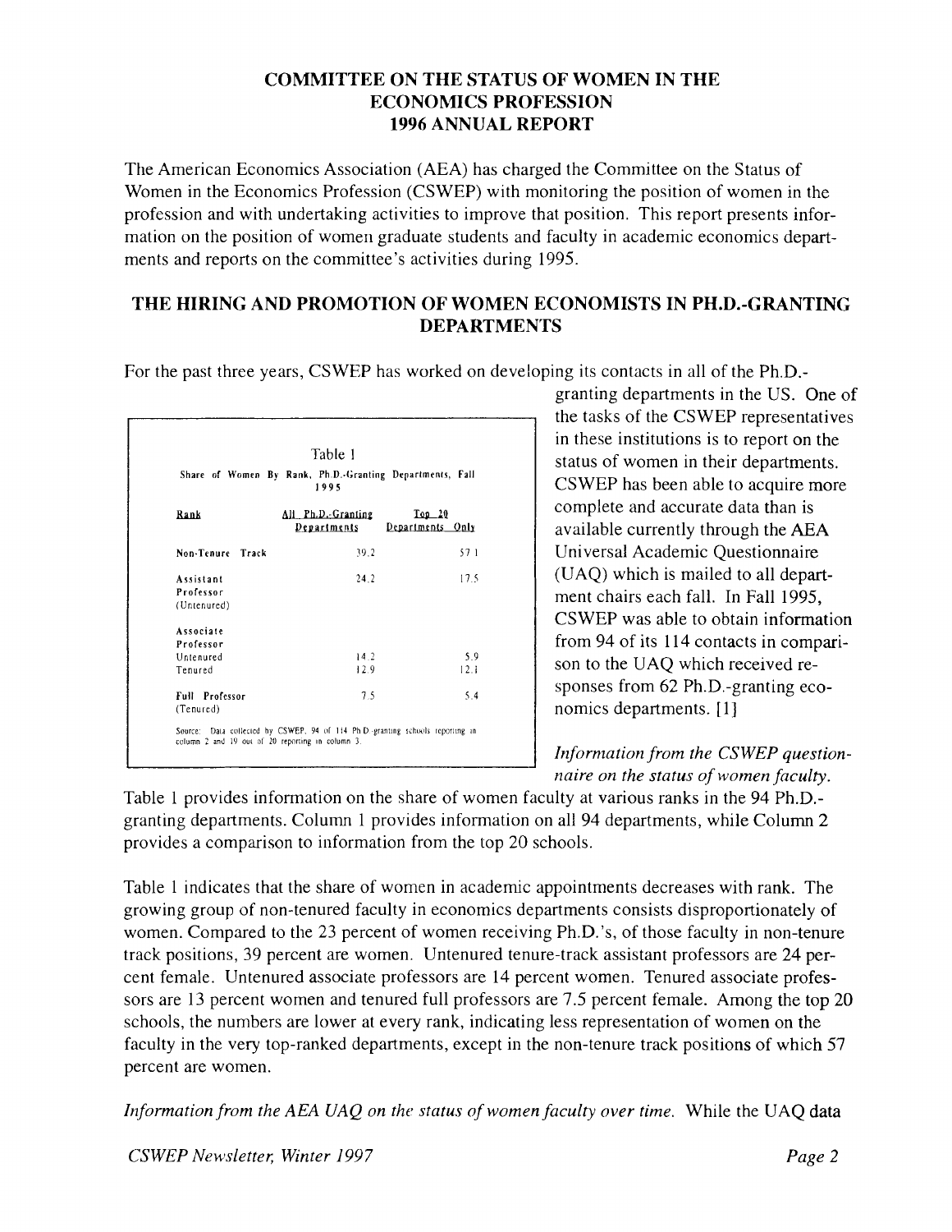## COMMITTEE ON THE STATUS OF WOMEN IN THE ECONOMICS PROFESSION 1996 ANNUAL REPORT

The American Economics Association (AEA) has charged the Committee on the Status of Women in the Economics Profession (CSWEP) with monitoring the position of women in the profession and with undertaking activities to improve that position. This report presents information on the position of women graduate students and faculty in academic economics departments and reports on the committee's activities during 1995.

## THE HIRING AND PROMOTION OF WOMEN ECONOMISTS IN PH.D.-GRANTING DEPARTMENTS

For the past three years, CSWEP has worked on developing its contacts in all of the Ph.D.-granting departments in the US. One of the tasks of the CSWEP representatives in these institutions is to report on the status of women in their departments. CSWEP has been able to acquire more complete and accurate data than is available currently through the AEA Universal Academic Questionnaire (UAQ) which is mailed to all department chairs each fall. In Fall 1995, CSWEP was able to obtain information from 94 of its 114 contacts in comparison to the UAQ which received responses from 62 Ph.D.-granting economics departments. [1]

Table 1

Share of Women By Rank, Ph.D.-Granting Departments, Fall 1995

| Rank | All Ph.D.-Granting Departments | Top 20 Departments Only |
|---|---|---|
| Non-Tenure Track | 39.2 | 57.1 |
| Assistant Professor (Untenured) | 24.2 | 17.5 |
| Associate Professor | | |
| Untenured | 14.2 | 5.9 |
| Tenured | 12.9 | 12.1 |
| Full Professor (Tenured) | 7.5 | 5.4 |

Source: Data collected by CSWEP, 94 of 114 Ph.D.-granting schools reporting in column 2 and 19 out of 20 reporting in column 3.

*Information from the CSWEP questionnaire on the status of women faculty.* Table 1 provides information on the share of women faculty at various ranks in the 94 Ph.D.-granting departments. Column 1 provides information on all 94 departments, while Column 2 provides a comparison to information from the top 20 schools.

Table 1 indicates that the share of women in academic appointments decreases with rank. The growing group of non-tenured faculty in economics departments consists disproportionately of women. Compared to the 23 percent of women receiving Ph.D.'s, of those faculty in non-tenure track positions, 39 percent are women. Untenured tenure-track assistant professors are 24 percent female. Untenured associate professors are 14 percent women. Tenured associate professors are 13 percent women and tenured full professors are 7.5 percent female. Among the top 20 schools, the numbers are lower at every rank, indicating less representation of women on the faculty in the very top-ranked departments, except in the non-tenure track positions of which 57 percent are women.

*Information from the AEA UAQ on the status of women faculty over time.* While the UAQ data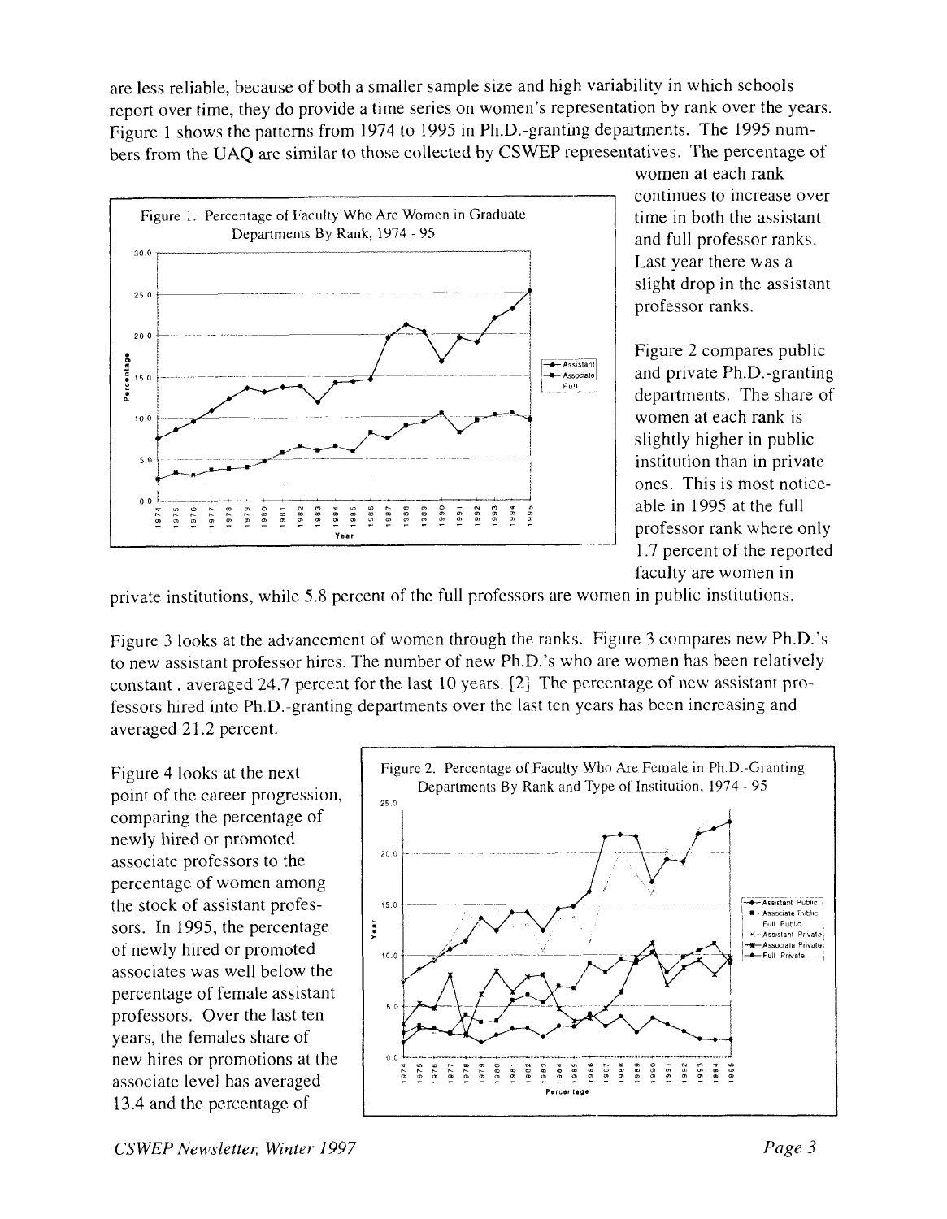are less reliable, because of both a smaller sample size and high variability in which schools report over time, they do provide a time series on women's representation by rank over the years. Figure 1 shows the patterns from 1974 to 1995 in Ph.D.-granting departments. The 1995 numbers from the UAQ are similar to those collected by CSWEP representatives. The percentage of women at each rank continues to increase over time in both the assistant and full professor ranks. Last year there was a slight drop in the assistant professor ranks.

Figure 1. Percentage of Faculty Who Are Women in Graduate Departments By Rank, 1974 - 95

Figure 2 compares public and private Ph.D.-granting departments. The share of women at each rank is slightly higher in public institution than in private ones. This is most noticeable in 1995 at the full professor rank where only 1.7 percent of the reported faculty are women in private institutions, while 5.8 percent of the full professors are women in public institutions.

Figure 3 looks at the advancement of women through the ranks. Figure 3 compares new Ph.D.'s to new assistant professor hires. The number of new Ph.D.'s who are women has been relatively constant , averaged 24.7 percent for the last 10 years. [2] The percentage of new assistant professors hired into Ph.D.-granting departments over the last ten years has been increasing and averaged 21.2 percent.

Figure 4 looks at the next point of the career progression, comparing the percentage of newly hired or promoted associate professors to the percentage of women among the stock of assistant professors. In 1995, the percentage of newly hired or promoted associates was well below the percentage of female assistant professors. Over the last ten years, the females share of new hires or promotions at the associate level has averaged 13.4 and the percentage of

Figure 2. Percentage of Faculty Who Are Female in Ph.D.-Granting Departments By Rank and Type of Institution, 1974 - 95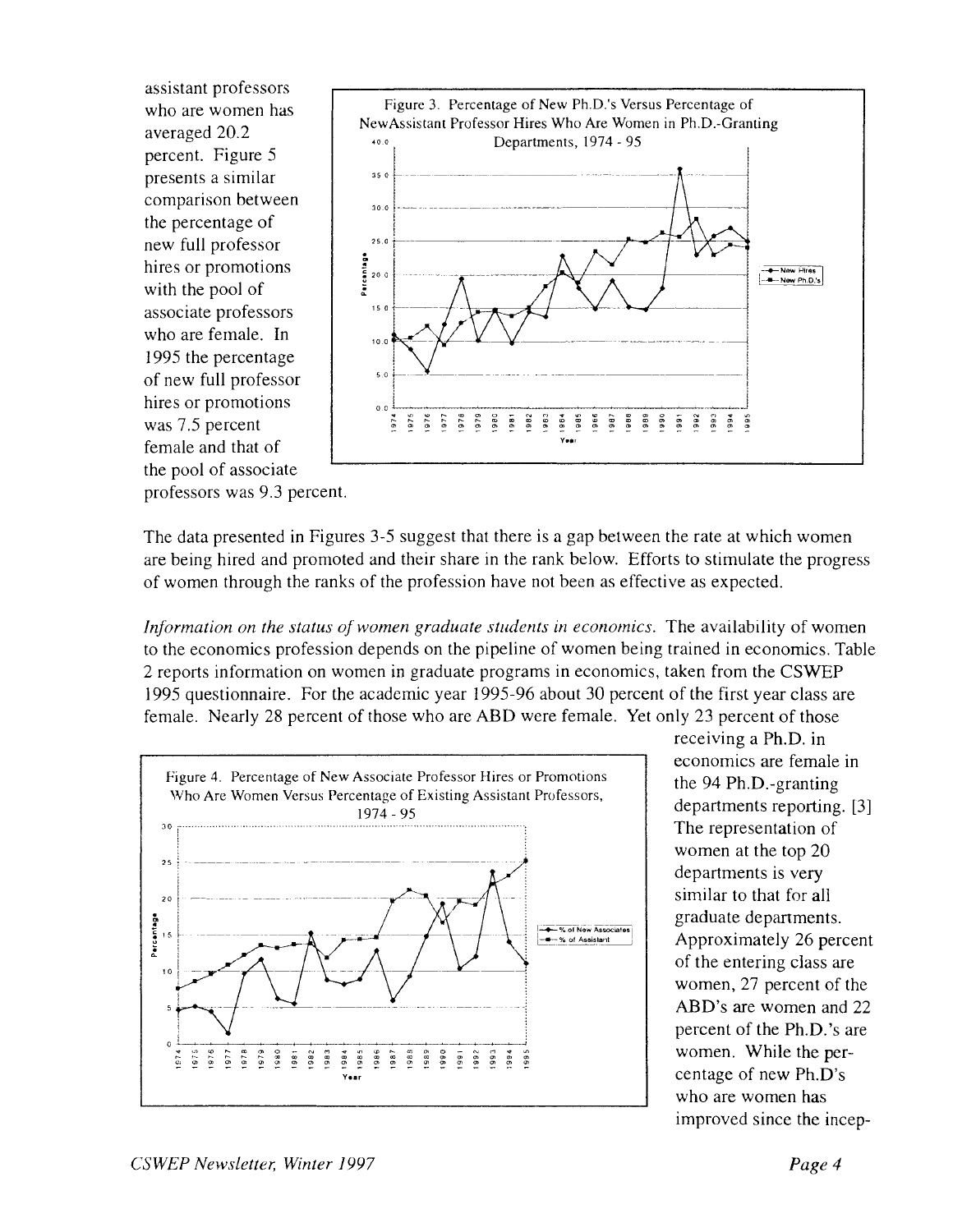assistant professors who are women has averaged 20.2 percent. Figure 5 presents a similar comparison between the percentage of new full professor hires or promotions with the pool of associate professors who are female. In 1995 the percentage of new full professor hires or promotions was 7.5 percent female and that of the pool of associate professors was 9.3 percent.

Figure 3. Percentage of New Ph.D.'s Versus Percentage of NewAssistant Professor Hires Who Are Women in Ph.D.-Granting Departments, 1974 - 95

The data presented in Figures 3-5 suggest that there is a gap between the rate at which women are being hired and promoted and their share in the rank below. Efforts to stimulate the progress of women through the ranks of the profession have not been as effective as expected.

*Information on the status of women graduate students in economics.* The availability of women to the economics profession depends on the pipeline of women being trained in economics. Table 2 reports information on women in graduate programs in economics, taken from the CSWEP 1995 questionnaire. For the academic year 1995-96 about 30 percent of the first year class are female. Nearly 28 percent of those who are ABD were female. Yet only 23 percent of those receiving a Ph.D. in economics are female in the 94 Ph.D.-granting departments reporting. [3] The representation of women at the top 20 departments is very similar to that for all graduate departments. Approximately 26 percent of the entering class are women, 27 percent of the ABD's are women and 22 percent of the Ph.D.'s are women. While the percentage of new Ph.D's who are women has improved since the incep-

Figure 4. Percentage of New Associate Professor Hires or Promotions Who Are Women Versus Percentage of Existing Assistant Professors, 1974 - 95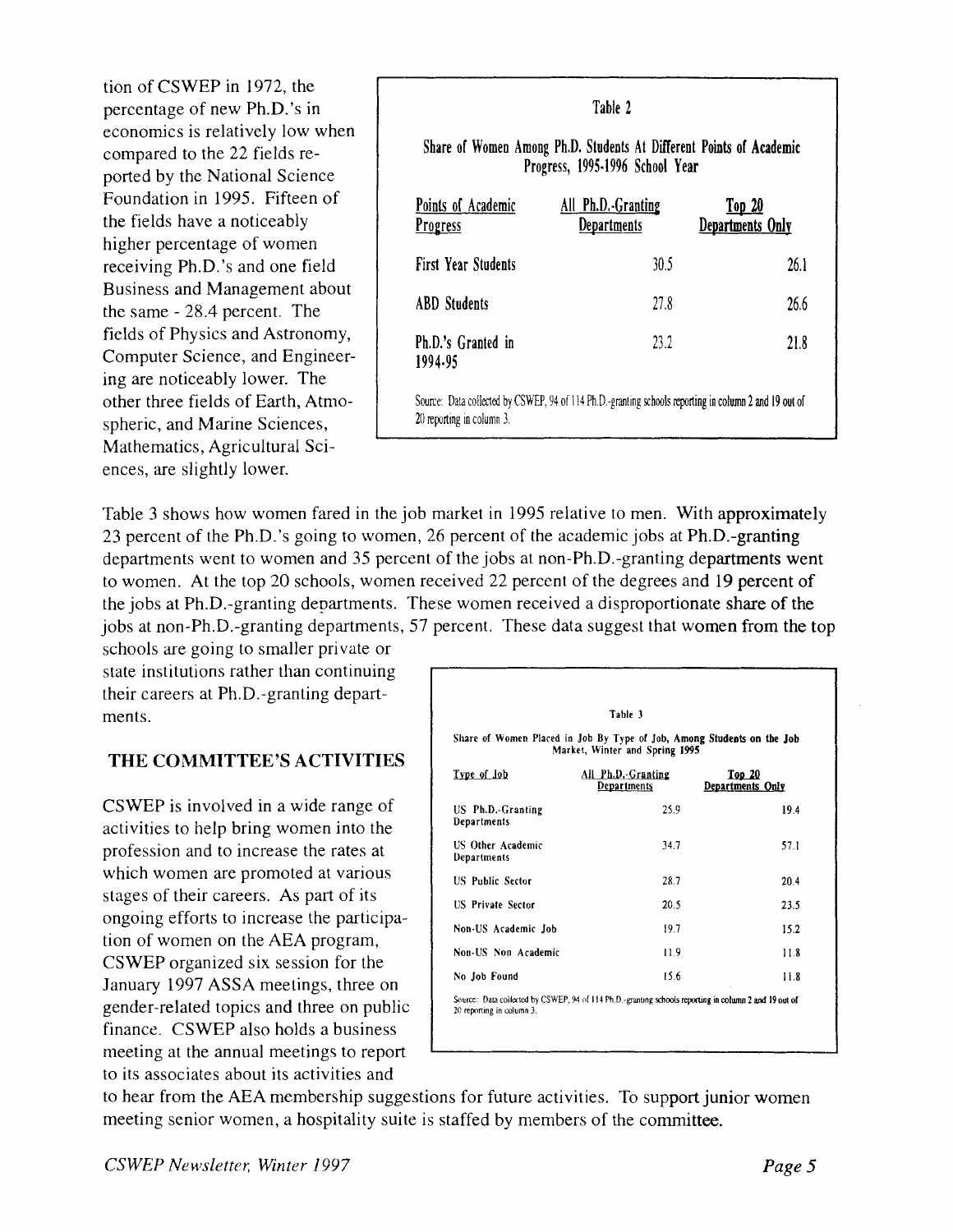tion of CSWEP in 1972, the percentage of new Ph.D.'s in economics is relatively low when compared to the 22 fields reported by the National Science Foundation in 1995. Fifteen of the fields have a noticeably higher percentage of women receiving Ph.D.'s and one field Business and Management about the same - 28.4 percent. The fields of Physics and Astronomy, Computer Science, and Engineering are noticeably lower. The other three fields of Earth, Atmospheric, and Marine Sciences, Mathematics, Agricultural Sciences, are slightly lower.

Table 2

Share of Women Among Ph.D. Students At Different Points of Academic Progress, 1995-1996 School Year

| Points of Academic Progress | All Ph.D.-Granting Departments | Top 20 Departments Only |
|---|---|---|
| First Year Students | 30.5 | 26.1 |
| ABD Students | 27.8 | 26.6 |
| Ph.D.'s Granted in 1994-95 | 23.2 | 21.8 |

Source: Data collected by CSWEP, 94 of 114 Ph.D.-granting schools reporting in column 2 and 19 out of 20 reporting in column 3.

Table 3 shows how women fared in the job market in 1995 relative to men. With approximately 23 percent of the Ph.D.'s going to women, 26 percent of the academic jobs at Ph.D.-granting departments went to women and 35 percent of the jobs at non-Ph.D.-granting departments went to women. At the top 20 schools, women received 22 percent of the degrees and 19 percent of the jobs at Ph.D.-granting departments. These women received a disproportionate share of the jobs at non-Ph.D.-granting departments, 57 percent. These data suggest that women from the top schools are going to smaller private or state institutions rather than continuing their careers at Ph.D.-granting departments.

Table 3

Share of Women Placed in Job By Type of Job, Among Students on the Job Market, Winter and Spring 1995

| Type of Job | All Ph.D.-Granting Departments | Top 20 Departments Only |
|---|---|---|
| US Ph.D.-Granting Departments | 25.9 | 19.4 |
| US Other Academic Departments | 34.7 | 57.1 |
| US Public Sector | 28.7 | 20.4 |
| US Private Sector | 20.5 | 23.5 |
| Non-US Academic Job | 19.7 | 15.2 |
| Non-US Non Academic | 11.9 | 11.8 |
| No Job Found | 15.6 | 11.8 |

Source: Data collected by CSWEP, 94 of 114 Ph.D.-granting schools reporting in column 2 and 19 out of 20 reporting in column 3.

## THE COMMITTEE'S ACTIVITIES

CSWEP is involved in a wide range of activities to help bring women into the profession and to increase the rates at which women are promoted at various stages of their careers. As part of its ongoing efforts to increase the participation of women on the AEA program, CSWEP organized six session for the January 1997 ASSA meetings, three on gender-related topics and three on public finance. CSWEP also holds a business meeting at the annual meetings to report to its associates about its activities and to hear from the AEA membership suggestions for future activities. To support junior women meeting senior women, a hospitality suite is staffed by members of the committee.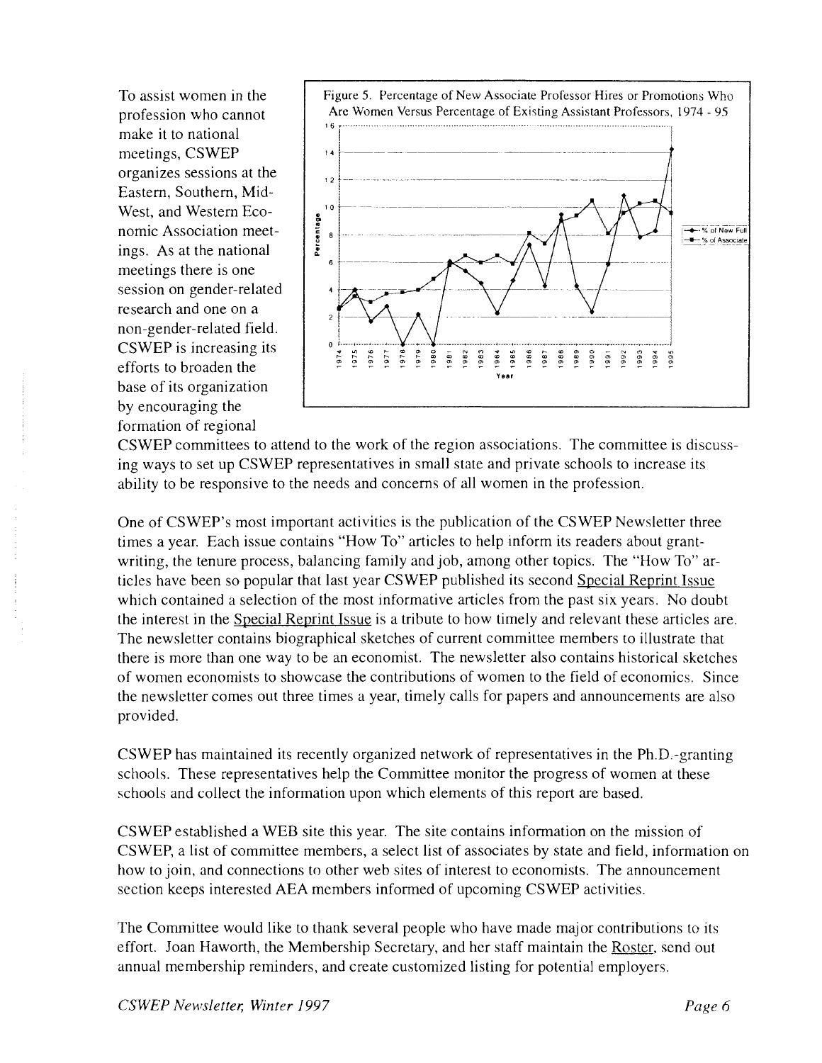To assist women in the profession who cannot make it to national meetings, CSWEP organizes sessions at the Eastern, Southern, Mid-West, and Western Economic Association meetings. As at the national meetings there is one session on gender-related research and one on a non-gender-related field. CSWEP is increasing its efforts to broaden the base of its organization by encouraging the formation of regional CSWEP committees to attend to the work of the region associations. The committee is discussing ways to set up CSWEP representatives in small state and private schools to increase its ability to be responsive to the needs and concerns of all women in the profession.

Figure 5. Percentage of New Associate Professor Hires or Promotions Who Are Women Versus Percentage of Existing Assistant Professors, 1974 - 95

One of CSWEP's most important activities is the publication of the CSWEP Newsletter three times a year. Each issue contains "How To" articles to help inform its readers about grant-writing, the tenure process, balancing family and job, among other topics. The "How To" articles have been so popular that last year CSWEP published its second Special Reprint Issue which contained a selection of the most informative articles from the past six years. No doubt the interest in the Special Reprint Issue is a tribute to how timely and relevant these articles are. The newsletter contains biographical sketches of current committee members to illustrate that there is more than one way to be an economist. The newsletter also contains historical sketches of women economists to showcase the contributions of women to the field of economics. Since the newsletter comes out three times a year, timely calls for papers and announcements are also provided.

CSWEP has maintained its recently organized network of representatives in the Ph.D.-granting schools. These representatives help the Committee monitor the progress of women at these schools and collect the information upon which elements of this report are based.

CSWEP established a WEB site this year. The site contains information on the mission of CSWEP, a list of committee members, a select list of associates by state and field, information on how to join, and connections to other web sites of interest to economists. The announcement section keeps interested AEA members informed of upcoming CSWEP activities.

The Committee would like to thank several people who have made major contributions to its effort. Joan Haworth, the Membership Secretary, and her staff maintain the Roster, send out annual membership reminders, and create customized listing for potential employers.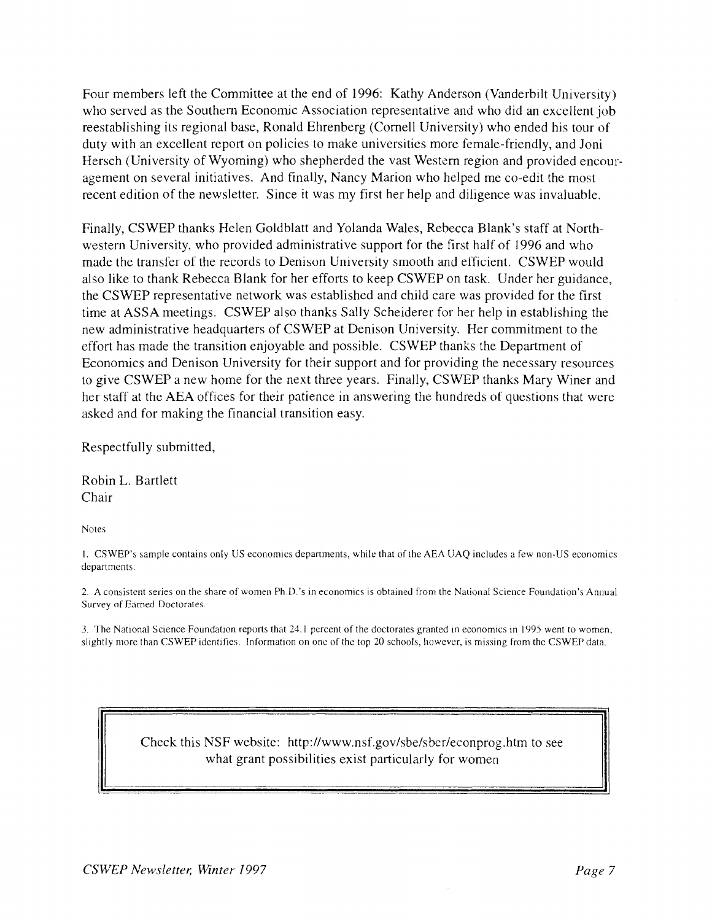Four members left the Committee at the end of 1996: Kathy Anderson (Vanderbilt University) who served as the Southern Economic Association representative and who did an excellent job reestablishing its regional base, Ronald Ehrenberg (Cornell University) who ended his tour of duty with an excellent report on policies to make universities more female-friendly, and Joni Hersch (University of Wyoming) who shepherded the vast Western region and provided encouragement on several initiatives. And finally, Nancy Marion who helped me co-edit the most recent edition of the newsletter. Since it was my first her help and diligence was invaluable.

Finally, CSWEP thanks Helen Goldblatt and Yolanda Wales, Rebecca Blank's staff at Northwestern University, who provided administrative support for the first half of 1996 and who made the transfer of the records to Denison University smooth and efficient. CSWEP would also like to thank Rebecca Blank for her efforts to keep CSWEP on task. Under her guidance, the CSWEP representative network was established and child care was provided for the first time at ASSA meetings. CSWEP also thanks Sally Scheiderer for her help in establishing the new administrative headquarters of CSWEP at Denison University. Her commitment to the effort has made the transition enjoyable and possible. CSWEP thanks the Department of Economics and Denison University for their support and for providing the necessary resources to give CSWEP a new home for the next three years. Finally, CSWEP thanks Mary Winer and her staff at the AEA offices for their patience in answering the hundreds of questions that were asked and for making the financial transition easy.

Respectfully submitted,

Robin L. Bartlett
Chair

Notes

1. CSWEP's sample contains only US economics departments, while that of the AEA UAQ includes a few non-US economics departments.

2. A consistent series on the share of women Ph.D.'s in economics is obtained from the National Science Foundation's Annual Survey of Earned Doctorates.

3. The National Science Foundation reports that 24.1 percent of the doctorates granted in economics in 1995 went to women, slightly more than CSWEP identifies. Information on one of the top 20 schools, however, is missing from the CSWEP data.

Check this NSF website: http://www.nsf.gov/sbe/sber/econprog.htm to see what grant possibilities exist particularly for women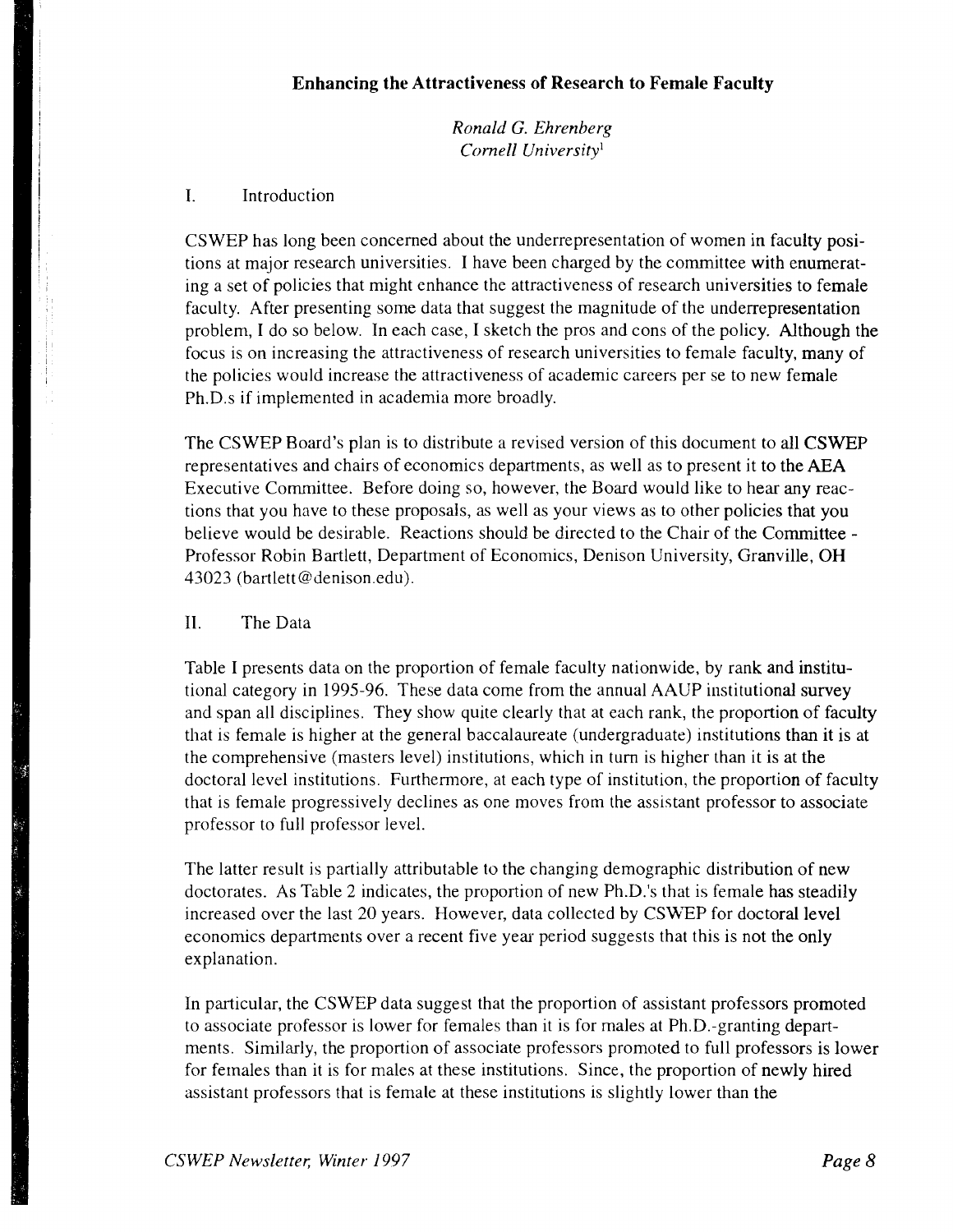## Enhancing the Attractiveness of Research to Female Faculty

*Ronald G. Ehrenberg*
*Cornell University*[1]

### I. Introduction

CSWEP has long been concerned about the underrepresentation of women in faculty positions at major research universities. I have been charged by the committee with enumerating a set of policies that might enhance the attractiveness of research universities to female faculty. After presenting some data that suggest the magnitude of the underrepresentation problem, I do so below. In each case, I sketch the pros and cons of the policy. Although the focus is on increasing the attractiveness of research universities to female faculty, many of the policies would increase the attractiveness of academic careers per se to new female Ph.D.s if implemented in academia more broadly.

The CSWEP Board's plan is to distribute a revised version of this document to all CSWEP representatives and chairs of economics departments, as well as to present it to the AEA Executive Committee. Before doing so, however, the Board would like to hear any reactions that you have to these proposals, as well as your views as to other policies that you believe would be desirable. Reactions should be directed to the Chair of the Committee - Professor Robin Bartlett, Department of Economics, Denison University, Granville, OH 43023 (bartlett@denison.edu).

### II. The Data

Table I presents data on the proportion of female faculty nationwide, by rank and institutional category in 1995-96. These data come from the annual AAUP institutional survey and span all disciplines. They show quite clearly that at each rank, the proportion of faculty that is female is higher at the general baccalaureate (undergraduate) institutions than it is at the comprehensive (masters level) institutions, which in turn is higher than it is at the doctoral level institutions. Furthermore, at each type of institution, the proportion of faculty that is female progressively declines as one moves from the assistant professor to associate professor to full professor level.

The latter result is partially attributable to the changing demographic distribution of new doctorates. As Table 2 indicates, the proportion of new Ph.D.'s that is female has steadily increased over the last 20 years. However, data collected by CSWEP for doctoral level economics departments over a recent five year period suggests that this is not the only explanation.

In particular, the CSWEP data suggest that the proportion of assistant professors promoted to associate professor is lower for females than it is for males at Ph.D.-granting departments. Similarly, the proportion of associate professors promoted to full professors is lower for females than it is for males at these institutions. Since, the proportion of newly hired assistant professors that is female at these institutions is slightly lower than the